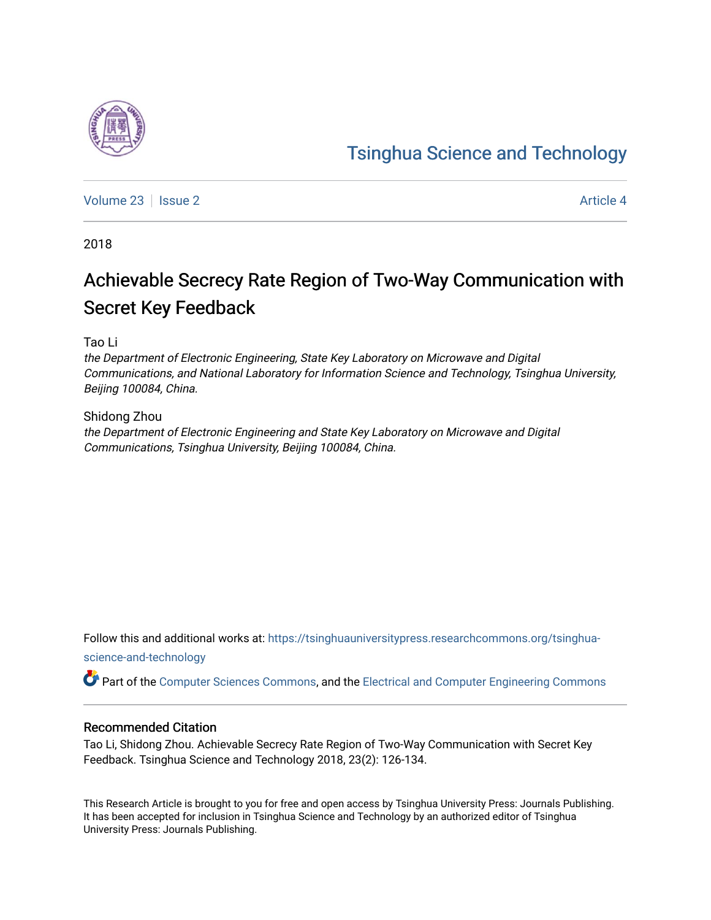Tsinghua Science and Technology

Volume 23 | Issue 2 | Article 4

2018

# Achievable Secrecy Rate Region of Two-Way Communication with Secret Key Feedback

Tao Li

*the Department of Electronic Engineering, State Key Laboratory on Microwave and Digital Communications, and National Laboratory for Information Science and Technology, Tsinghua University, Beijing 100084, China.*

Shidong Zhou

*the Department of Electronic Engineering and State Key Laboratory on Microwave and Digital Communications, Tsinghua University, Beijing 100084, China.*

Follow this and additional works at: https://tsinghuauniversitypress.researchcommons.org/tsinghua-science-and-technology

Part of the Computer Sciences Commons, and the Electrical and Computer Engineering Commons

## Recommended Citation

Tao Li, Shidong Zhou. Achievable Secrecy Rate Region of Two-Way Communication with Secret Key Feedback. Tsinghua Science and Technology 2018, 23(2): 126-134.

This Research Article is brought to you for free and open access by Tsinghua University Press: Journals Publishing. It has been accepted for inclusion in Tsinghua Science and Technology by an authorized editor of Tsinghua University Press: Journals Publishing.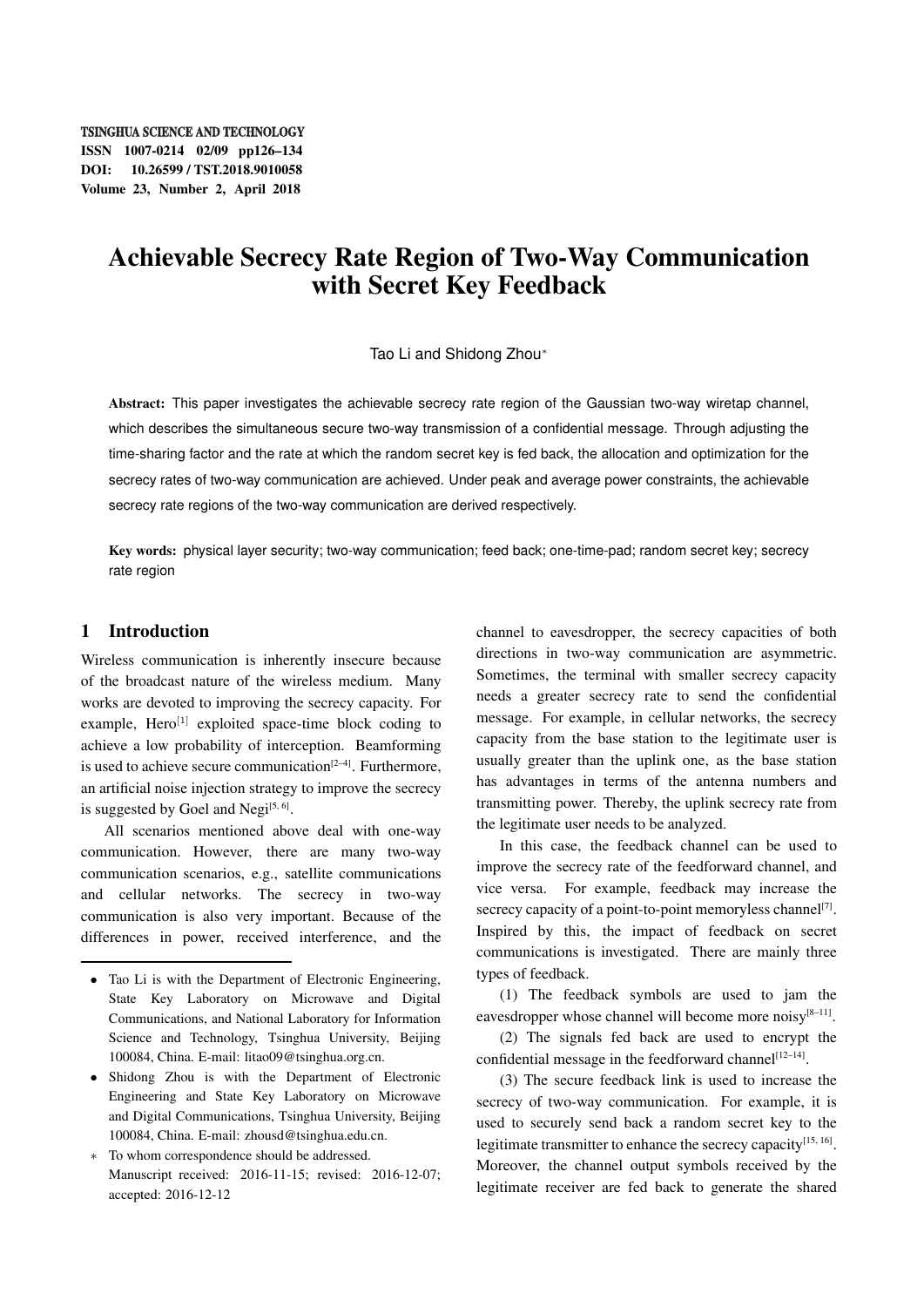# Achievable Secrecy Rate Region of Two-Way Communication with Secret Key Feedback

Tao Li and Shidong Zhou*

**Abstract:** This paper investigates the achievable secrecy rate region of the Gaussian two-way wiretap channel, which describes the simultaneous secure two-way transmission of a confidential message. Through adjusting the time-sharing factor and the rate at which the random secret key is fed back, the allocation and optimization for the secrecy rates of two-way communication are achieved. Under peak and average power constraints, the achievable secrecy rate regions of the two-way communication are derived respectively.

**Key words:** physical layer security; two-way communication; feed back; one-time-pad; random secret key; secrecy rate region

## 1 Introduction

Wireless communication is inherently insecure because of the broadcast nature of the wireless medium. Many works are devoted to improving the secrecy capacity. For example, Hero[1] exploited space-time block coding to achieve a low probability of interception. Beamforming is used to achieve secure communication[2–4]. Furthermore, an artificial noise injection strategy to improve the secrecy is suggested by Goel and Negi[5, 6].

All scenarios mentioned above deal with one-way communication. However, there are many two-way communication scenarios, e.g., satellite communications and cellular networks. The secrecy in two-way communication is also very important. Because of the differences in power, received interference, and the channel to eavesdropper, the secrecy capacities of both directions in two-way communication are asymmetric. Sometimes, the terminal with smaller secrecy capacity needs a greater secrecy rate to send the confidential message. For example, in cellular networks, the secrecy capacity from the base station to the legitimate user is usually greater than the uplink one, as the base station has advantages in terms of the antenna numbers and transmitting power. Thereby, the uplink secrecy rate from the legitimate user needs to be analyzed.

In this case, the feedback channel can be used to improve the secrecy rate of the feedforward channel, and vice versa. For example, feedback may increase the secrecy capacity of a point-to-point memoryless channel[7]. Inspired by this, the impact of feedback on secret communications is investigated. There are mainly three types of feedback.

(1) The feedback symbols are used to jam the eavesdropper whose channel will become more noisy[8–11].

(2) The signals fed back are used to encrypt the confidential message in the feedforward channel[12–14].

(3) The secure feedback link is used to increase the secrecy of two-way communication. For example, it is used to securely send back a random secret key to the legitimate transmitter to enhance the secrecy capacity[15, 16]. Moreover, the channel output symbols received by the legitimate receiver are fed back to generate the shared

---

- Tao Li is with the Department of Electronic Engineering, State Key Laboratory on Microwave and Digital Communications, and National Laboratory for Information Science and Technology, Tsinghua University, Beijing 100084, China. E-mail: litao09@tsinghua.org.cn.
- Shidong Zhou is with the Department of Electronic Engineering and State Key Laboratory on Microwave and Digital Communications, Tsinghua University, Beijing 100084, China. E-mail: zhousd@tsinghua.edu.cn.

\* To whom correspondence should be addressed.
Manuscript received: 2016-11-15; revised: 2016-12-07; accepted: 2016-12-12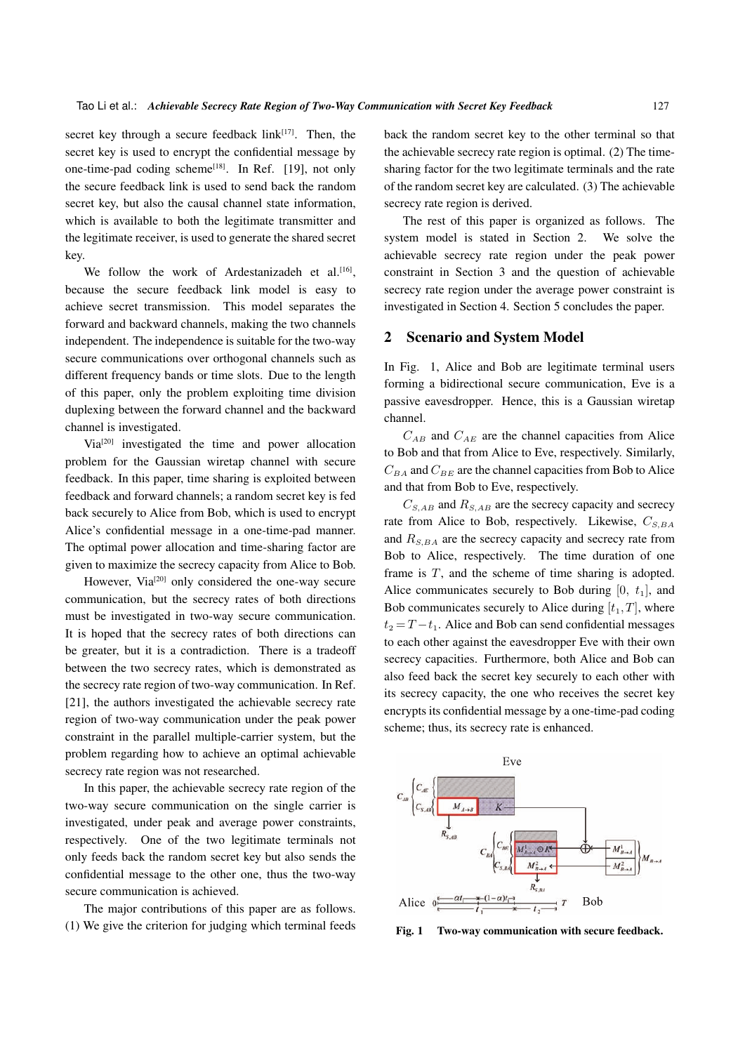secret key through a secure feedback link[17]. Then, the secret key is used to encrypt the confidential message by one-time-pad coding scheme[18]. In Ref. [19], not only the secure feedback link is used to send back the random secret key, but also the causal channel state information, which is available to both the legitimate transmitter and the legitimate receiver, is used to generate the shared secret key.

We follow the work of Ardestanizadeh et al.[16], because the secure feedback link model is easy to achieve secret transmission. This model separates the forward and backward channels, making the two channels independent. The independence is suitable for the two-way secure communications over orthogonal channels such as different frequency bands or time slots. Due to the length of this paper, only the problem exploiting time division duplexing between the forward channel and the backward channel is investigated.

Via[20] investigated the time and power allocation problem for the Gaussian wiretap channel with secure feedback. In this paper, time sharing is exploited between feedback and forward channels; a random secret key is fed back securely to Alice from Bob, which is used to encrypt Alice's confidential message in a one-time-pad manner. The optimal power allocation and time-sharing factor are given to maximize the secrecy capacity from Alice to Bob.

However, Via[20] only considered the one-way secure communication, but the secrecy rates of both directions must be investigated in two-way secure communication. It is hoped that the secrecy rates of both directions can be greater, but it is a contradiction. There is a tradeoff between the two secrecy rates, which is demonstrated as the secrecy rate region of two-way communication. In Ref. [21], the authors investigated the achievable secrecy rate region of two-way communication under the peak power constraint in the parallel multiple-carrier system, but the problem regarding how to achieve an optimal achievable secrecy rate region was not researched.

In this paper, the achievable secrecy rate region of the two-way secure communication on the single carrier is investigated, under peak and average power constraints, respectively. One of the two legitimate terminals not only feeds back the random secret key but also sends the confidential message to the other one, thus the two-way secure communication is achieved.

The major contributions of this paper are as follows. (1) We give the criterion for judging which terminal feeds back the random secret key to the other terminal so that the achievable secrecy rate region is optimal. (2) The time-sharing factor for the two legitimate terminals and the rate of the random secret key are calculated. (3) The achievable secrecy rate region is derived.

The rest of this paper is organized as follows. The system model is stated in Section 2. We solve the achievable secrecy rate region under the peak power constraint in Section 3 and the question of achievable secrecy rate region under the average power constraint is investigated in Section 4. Section 5 concludes the paper.

## 2 Scenario and System Model

In Fig. 1, Alice and Bob are legitimate terminal users forming a bidirectional secure communication, Eve is a passive eavesdropper. Hence, this is a Gaussian wiretap channel.

$C_{AB}$ and $C_{AE}$ are the channel capacities from Alice to Bob and that from Alice to Eve, respectively. Similarly, $C_{BA}$ and $C_{BE}$ are the channel capacities from Bob to Alice and that from Bob to Eve, respectively.

$C_{S,AB}$ and $R_{S,AB}$ are the secrecy capacity and secrecy rate from Alice to Bob, respectively. Likewise, $C_{S,BA}$ and $R_{S,BA}$ are the secrecy capacity and secrecy rate from Bob to Alice, respectively. The time duration of one frame is $T$, and the scheme of time sharing is adopted. Alice communicates securely to Bob during $[0,\ t_1]$, and Bob communicates securely to Alice during $[t_1, T]$, where $t_2 = T - t_1$. Alice and Bob can send confidential messages to each other against the eavesdropper Eve with their own secrecy capacities. Furthermore, both Alice and Bob can also feed back the secret key securely to each other with its secrecy capacity, the one who receives the secret key encrypts its confidential message by a one-time-pad coding scheme; thus, its secrecy rate is enhanced.

**Fig. 1 Two-way communication with secure feedback.**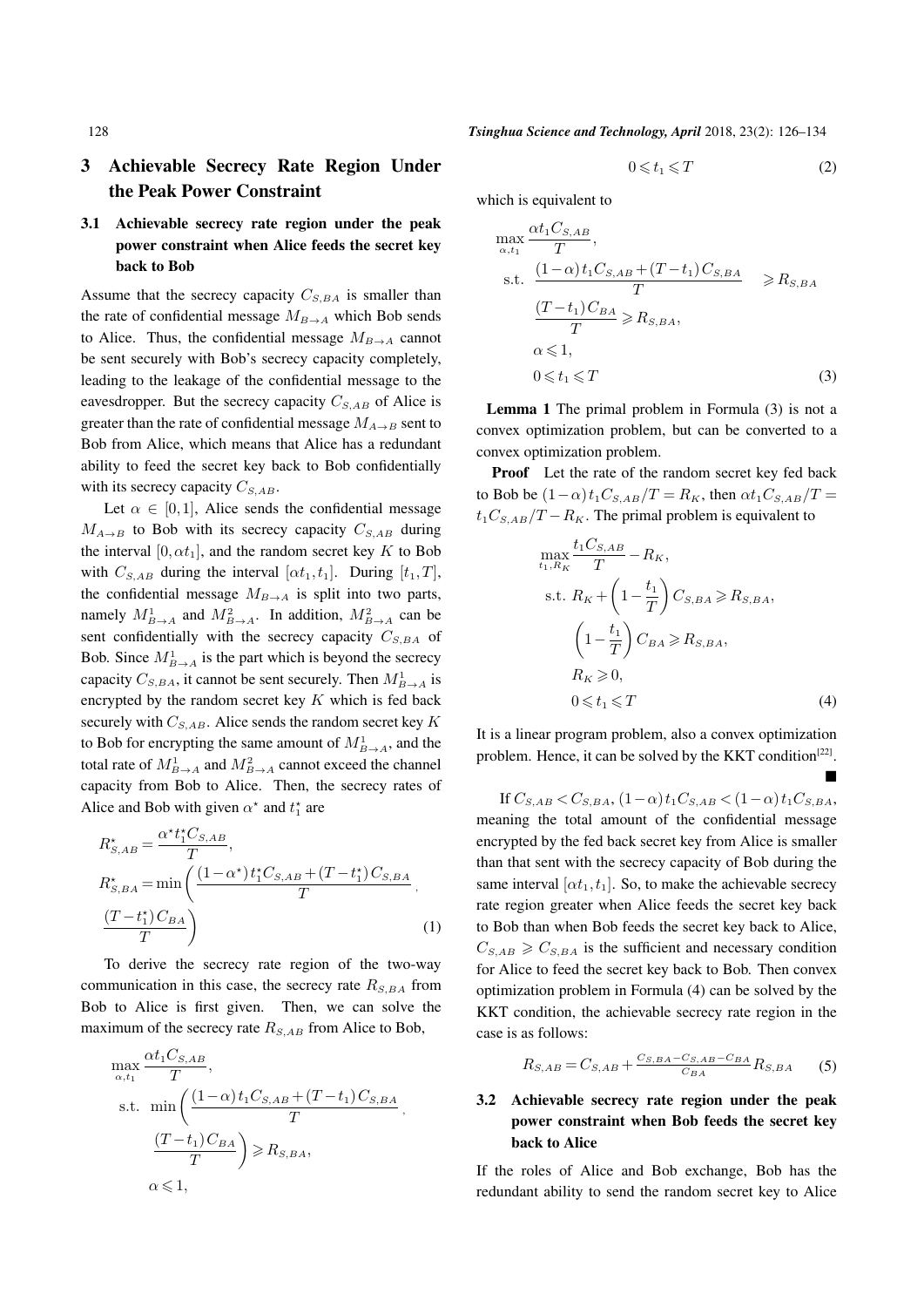## 3 Achievable Secrecy Rate Region Under the Peak Power Constraint

### 3.1 Achievable secrecy rate region under the peak power constraint when Alice feeds the secret key back to Bob

Assume that the secrecy capacity $C_{S,BA}$ is smaller than the rate of confidential message $M_{B\to A}$ which Bob sends to Alice. Thus, the confidential message $M_{B\to A}$ cannot be sent securely with Bob's secrecy capacity completely, leading to the leakage of the confidential message to the eavesdropper. But the secrecy capacity $C_{S,AB}$ of Alice is greater than the rate of confidential message $M_{A\to B}$ sent to Bob from Alice, which means that Alice has a redundant ability to feed the secret key back to Bob confidentially with its secrecy capacity $C_{S,AB}$.

Let $\alpha \in [0,1]$, Alice sends the confidential message $M_{A\to B}$ to Bob with its secrecy capacity $C_{S,AB}$ during the interval $[0, \alpha t_1]$, and the random secret key $K$ to Bob with $C_{S,AB}$ during the interval $[\alpha t_1, t_1]$. During $[t_1, T]$, the confidential message $M_{B\to A}$ is split into two parts, namely $M^1_{B\to A}$ and $M^2_{B\to A}$. In addition, $M^2_{B\to A}$ can be sent confidentially with the secrecy capacity $C_{S,BA}$ of Bob. Since $M^1_{B\to A}$ is the part which is beyond the secrecy capacity $C_{S,BA}$, it cannot be sent securely. Then $M^1_{B\to A}$ is encrypted by the random secret key $K$ which is fed back securely with $C_{S,AB}$. Alice sends the random secret key $K$ to Bob for encrypting the same amount of $M^1_{B\to A}$, and the total rate of $M^1_{B\to A}$ and $M^2_{B\to A}$ cannot exceed the channel capacity from Bob to Alice. Then, the secrecy rates of Alice and Bob with given $\alpha^\star$ and $t^\star_1$ are

$$
\begin{aligned}
&R^\star_{S,AB} = \frac{\alpha^\star t^\star_1 C_{S,AB}}{T},\\
&R^\star_{S,BA} = \min\left(\frac{(1-\alpha^\star)t^\star_1 C_{S,AB} + (T-t^\star_1)C_{S,BA}}{T},\right.\\
&\left.\frac{(T-t^\star_1)C_{BA}}{T}\right)
\end{aligned}
\tag{1}
$$

To derive the secrecy rate region of the two-way communication in this case, the secrecy rate $R_{S,BA}$ from Bob to Alice is first given. Then, we can solve the maximum of the secrecy rate $R_{S,AB}$ from Alice to Bob,

$$
\begin{aligned}
&\max_{\alpha,t_1} \frac{\alpha t_1 C_{S,AB}}{T},\\
&\text{s.t.}\ \min\left(\frac{(1-\alpha)t_1 C_{S,AB} + (T-t_1)C_{S,BA}}{T},\right.\\
&\qquad \left.\frac{(T-t_1)C_{BA}}{T}\right) \geqslant R_{S,BA},\\
&\qquad \alpha \leqslant 1,\\
&\qquad 0 \leqslant t_1 \leqslant T
\end{aligned}
\tag{2}
$$

which is equivalent to

$$
\begin{aligned}
&\max_{\alpha,t_1} \frac{\alpha t_1 C_{S,AB}}{T},\\
&\text{s.t.}\ \frac{(1-\alpha)t_1 C_{S,AB} + (T-t_1)C_{S,BA}}{T} \geqslant R_{S,BA}\\
&\qquad \frac{(T-t_1)C_{BA}}{T} \geqslant R_{S,BA},\\
&\qquad \alpha \leqslant 1,\\
&\qquad 0 \leqslant t_1 \leqslant T
\end{aligned}
\tag{3}
$$

**Lemma 1** The primal problem in Formula (3) is not a convex optimization problem, but can be converted to a convex optimization problem.

**Proof** Let the rate of the random secret key fed back to Bob be $(1-\alpha)t_1 C_{S,AB}/T = R_K$, then $\alpha t_1 C_{S,AB}/T = t_1 C_{S,AB}/T - R_K$. The primal problem is equivalent to

$$
\begin{aligned}
&\max_{t_1,R_K} \frac{t_1 C_{S,AB}}{T} - R_K,\\
&\text{s.t.}\ R_K + \left(1-\frac{t_1}{T}\right)C_{S,BA} \geqslant R_{S,BA},\\
&\qquad \left(1-\frac{t_1}{T}\right)C_{BA} \geqslant R_{S,BA},\\
&\qquad R_K \geqslant 0,\\
&\qquad 0 \leqslant t_1 \leqslant T
\end{aligned}
\tag{4}
$$

It is a linear program problem, also a convex optimization problem. Hence, it can be solved by the KKT condition[22]. ■

If $C_{S,AB} < C_{S,BA}$, $(1-\alpha)t_1 C_{S,AB} < (1-\alpha)t_1 C_{S,BA}$, meaning the total amount of the confidential message encrypted by the fed back secret key from Alice is smaller than that sent with the secrecy capacity of Bob during the same interval $[\alpha t_1, t_1]$. So, to make the achievable secrecy rate region greater when Alice feeds the secret key back to Bob than when Bob feeds the secret key back to Alice, $C_{S,AB} \geqslant C_{S,BA}$ is the sufficient and necessary condition for Alice to feed the secret key back to Bob. Then convex optimization problem in Formula (4) can be solved by the KKT condition, the achievable secrecy rate region in the case is as follows:

$$
R_{S,AB} = C_{S,AB} + \tfrac{C_{S,BA} - C_{S,AB} - C_{BA}}{C_{BA}} R_{S,BA}
\tag{5}
$$

### 3.2 Achievable secrecy rate region under the peak power constraint when Bob feeds the secret key back to Alice

If the roles of Alice and Bob exchange, Bob has the redundant ability to send the random secret key to Alice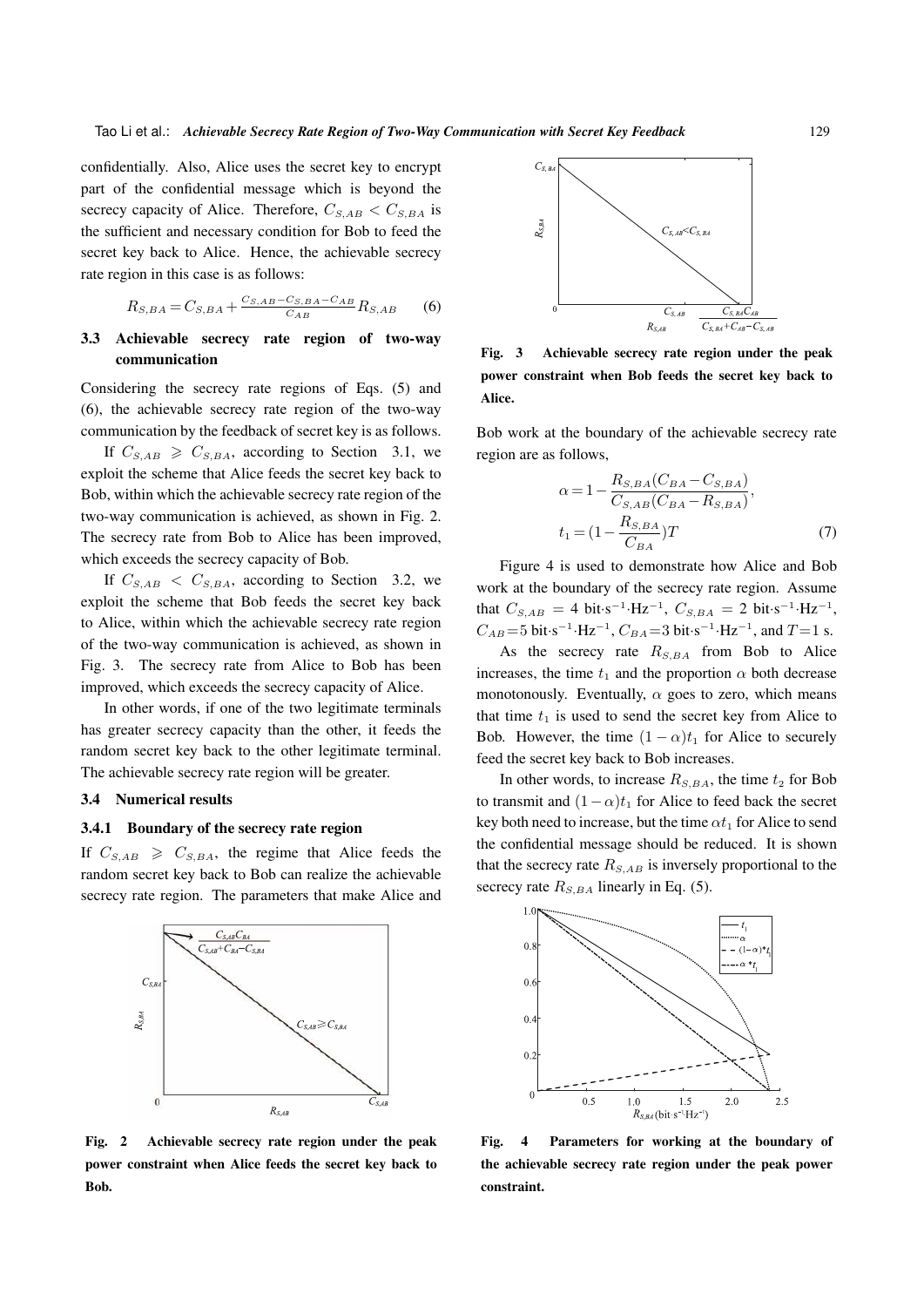confidentially. Also, Alice uses the secret key to encrypt part of the confidential message which is beyond the secrecy capacity of Alice. Therefore, $C_{S,AB} < C_{S,BA}$ is the sufficient and necessary condition for Bob to feed the secret key back to Alice. Hence, the achievable secrecy rate region in this case is as follows:

$$R_{S,BA} = C_{S,BA} + \frac{C_{S,AB} - C_{S,BA} - C_{AB}}{C_{AB}} R_{S,AB} \quad (6)$$

### 3.3 Achievable secrecy rate region of two-way communication

Considering the secrecy rate regions of Eqs. (5) and (6), the achievable secrecy rate region of the two-way communication by the feedback of secret key is as follows.

If $C_{S,AB} \geqslant C_{S,BA}$, according to Section 3.1, we exploit the scheme that Alice feeds the secret key back to Bob, within which the achievable secrecy rate region of the two-way communication is achieved, as shown in Fig. 2. The secrecy rate from Bob to Alice has been improved, which exceeds the secrecy capacity of Bob.

If $C_{S,AB} < C_{S,BA}$, according to Section 3.2, we exploit the scheme that Bob feeds the secret key back to Alice, within which the achievable secrecy rate region of the two-way communication is achieved, as shown in Fig. 3. The secrecy rate from Alice to Bob has been improved, which exceeds the secrecy capacity of Alice.

In other words, if one of the two legitimate terminals has greater secrecy capacity than the other, it feeds the random secret key back to the other legitimate terminal. The achievable secrecy rate region will be greater.

### 3.4 Numerical results

#### 3.4.1 Boundary of the secrecy rate region

If $C_{S,AB} \geqslant C_{S,BA}$, the regime that Alice feeds the random secret key back to Bob can realize the achievable secrecy rate region. The parameters that make Alice and Bob work at the boundary of the achievable secrecy rate region are as follows,

$$\alpha = 1 - \frac{R_{S,BA}(C_{BA} - C_{S,BA})}{C_{S,AB}(C_{BA} - R_{S,BA})},$$
$$t_1 = (1 - \frac{R_{S,BA}}{C_{BA}})T \quad (7)$$

**Fig. 2 Achievable secrecy rate region under the peak power constraint when Alice feeds the secret key back to Bob.**

**Fig. 3 Achievable secrecy rate region under the peak power constraint when Bob feeds the secret key back to Alice.**

Figure 4 is used to demonstrate how Alice and Bob work at the boundary of the secrecy rate region. Assume that $C_{S,AB} = 4$ bit·s$^{-1}$·Hz$^{-1}$, $C_{S,BA} = 2$ bit·s$^{-1}$·Hz$^{-1}$, $C_{AB} = 5$ bit·s$^{-1}$·Hz$^{-1}$, $C_{BA} = 3$ bit·s$^{-1}$·Hz$^{-1}$, and $T = 1$ s.

As the secrecy rate $R_{S,BA}$ from Bob to Alice increases, the time $t_1$ and the proportion $\alpha$ both decrease monotonously. Eventually, $\alpha$ goes to zero, which means that time $t_1$ is used to send the secret key from Alice to Bob. However, the time $(1-\alpha)t_1$ for Alice to securely feed the secret key back to Bob increases.

In other words, to increase $R_{S,BA}$, the time $t_2$ for Bob to transmit and $(1-\alpha)t_1$ for Alice to feed back the secret key both need to increase, but the time $\alpha t_1$ for Alice to send the confidential message should be reduced. It is shown that the secrecy rate $R_{S,AB}$ is inversely proportional to the secrecy rate $R_{S,BA}$ linearly in Eq. (5).

**Fig. 4 Parameters for working at the boundary of the achievable secrecy rate region under the peak power constraint.**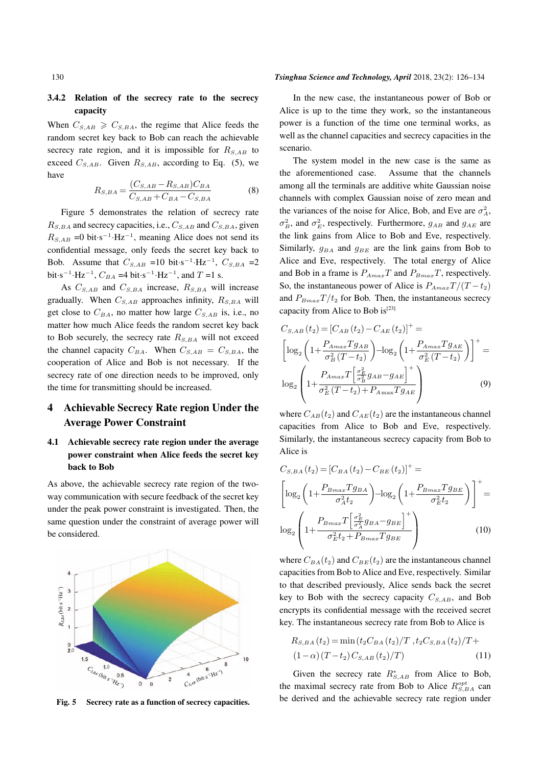### 3.4.2 Relation of the secrecy rate to the secrecy capacity

When $C_{S,AB} \geqslant C_{S,BA}$, the regime that Alice feeds the random secret key back to Bob can reach the achievable secrecy rate region, and it is impossible for $R_{S,AB}$ to exceed $C_{S,AB}$. Given $R_{S,AB}$, according to Eq. (5), we have

$$R_{S,BA} = \frac{(C_{S,AB} - R_{S,AB})C_{BA}}{C_{S,AB} + C_{BA} - C_{S,BA}} \tag{8}$$

Figure 5 demonstrates the relation of secrecy rate $R_{S,BA}$ and secrecy capacities, i.e., $C_{S,AB}$ and $C_{S,BA}$, given $R_{S,AB}$ =0 bit·s$^{-1}$·Hz$^{-1}$, meaning Alice does not send its confidential message, only feeds the secret key back to Bob. Assume that $C_{S,AB}$ =10 bit·s$^{-1}$·Hz$^{-1}$, $C_{S,BA}$ =2 bit·s$^{-1}$·Hz$^{-1}$, $C_{BA}$ =4 bit·s$^{-1}$·Hz$^{-1}$, and $T$ =1 s.

As $C_{S,AB}$ and $C_{S,BA}$ increase, $R_{S,BA}$ will increase gradually. When $C_{S,AB}$ approaches infinity, $R_{S,BA}$ will get close to $C_{BA}$, no matter how large $C_{S,AB}$ is, i.e., no matter how much Alice feeds the random secret key back to Bob securely, the secrecy rate $R_{S,BA}$ will not exceed the channel capacity $C_{BA}$. When $C_{S,AB} = C_{S,BA}$, the cooperation of Alice and Bob is not necessary. If the secrecy rate of one direction needs to be improved, only the time for transmitting should be increased.

## 4 Achievable Secrecy Rate region Under the Average Power Constraint

### 4.1 Achievable secrecy rate region under the average power constraint when Alice feeds the secret key back to Bob

As above, the achievable secrecy rate region of the two-way communication with secure feedback of the secret key under the peak power constraint is investigated. Then, the same question under the constraint of average power will be considered.

Fig. 5 Secrecy rate as a function of secrecy capacities.

In the new case, the instantaneous power of Bob or Alice is up to the time they work, so the instantaneous power is a function of the time one terminal works, as well as the channel capacities and secrecy capacities in the scenario.

The system model in the new case is the same as the aforementioned case. Assume that the channels among all the terminals are additive white Gaussian noise channels with complex Gaussian noise of zero mean and the variances of the noise for Alice, Bob, and Eve are $\sigma_A^2$, $\sigma_B^2$, and $\sigma_E^2$, respectively. Furthermore, $g_{AB}$ and $g_{AE}$ are the link gains from Alice to Bob and Eve, respectively. Similarly, $g_{BA}$ and $g_{BE}$ are the link gains from Bob to Alice and Eve, respectively. The total energy of Alice and Bob in a frame is $P_{Amax}T$ and $P_{Bmax}T$, respectively. So, the instantaneous power of Alice is $P_{Amax}T/(T-t_2)$ and $P_{Bmax}T/t_2$ for Bob. Then, the instantaneous secrecy capacity from Alice to Bob is[23]

$$\begin{aligned}
&C_{S,AB}(t_2) = [C_{AB}(t_2) - C_{AE}(t_2)]^+ = \\
&\left[\log_2\left(1+\frac{P_{Amax}Tg_{AB}}{\sigma_B^2(T-t_2)}\right) - \log_2\left(1+\frac{P_{Amax}Tg_{AE}}{\sigma_E^2(T-t_2)}\right)\right]^+ = \\
&\log_2\left(1+\frac{P_{Amax}T\left[\frac{\sigma_E^2}{\sigma_B^2}g_{AB}-g_{AE}\right]^+}{\sigma_E^2(T-t_2)+P_{A\max}Tg_{AE}}\right)
\end{aligned} \tag{9}$$

where $C_{AB}(t_2)$ and $C_{AE}(t_2)$ are the instantaneous channel capacities from Alice to Bob and Eve, respectively. Similarly, the instantaneous secrecy capacity from Bob to Alice is

$$\begin{aligned}
&C_{S,BA}(t_2) = [C_{BA}(t_2) - C_{BE}(t_2)]^+ = \\
&\left[\log_2\left(1+\frac{P_{Bmax}Tg_{BA}}{\sigma_A^2 t_2}\right) - \log_2\left(1+\frac{P_{Bmax}Tg_{BE}}{\sigma_E^2 t_2}\right)\right]^+ = \\
&\log_2\left(1+\frac{P_{Bmax}T\left[\frac{\sigma_E^2}{\sigma_A^2}g_{BA}-g_{BE}\right]^+}{\sigma_E^2 t_2+P_{Bmax}Tg_{BE}}\right)
\end{aligned} \tag{10}$$

where $C_{BA}(t_2)$ and $C_{BE}(t_2)$ are the instantaneous channel capacities from Bob to Alice and Eve, respectively. Similar to that described previously, Alice sends back the secret key to Bob with the secrecy capacity $C_{S,AB}$, and Bob encrypts its confidential message with the received secret key. The instantaneous secrecy rate from Bob to Alice is

$$\begin{aligned}
&R_{S,BA}(t_2) = \min\left(t_2 C_{BA}(t_2)/T, t_2 C_{S,BA}(t_2)/T + \right. \\
&\left.(1-\alpha)(T-t_2)C_{S,AB}(t_2)/T\right)
\end{aligned} \tag{11}$$

Given the secrecy rate $R_{S,AB}^*$ from Alice to Bob, the maximal secrecy rate from Bob to Alice $R_{S,BA}^{opt}$ can be derived and the achievable secrecy rate region under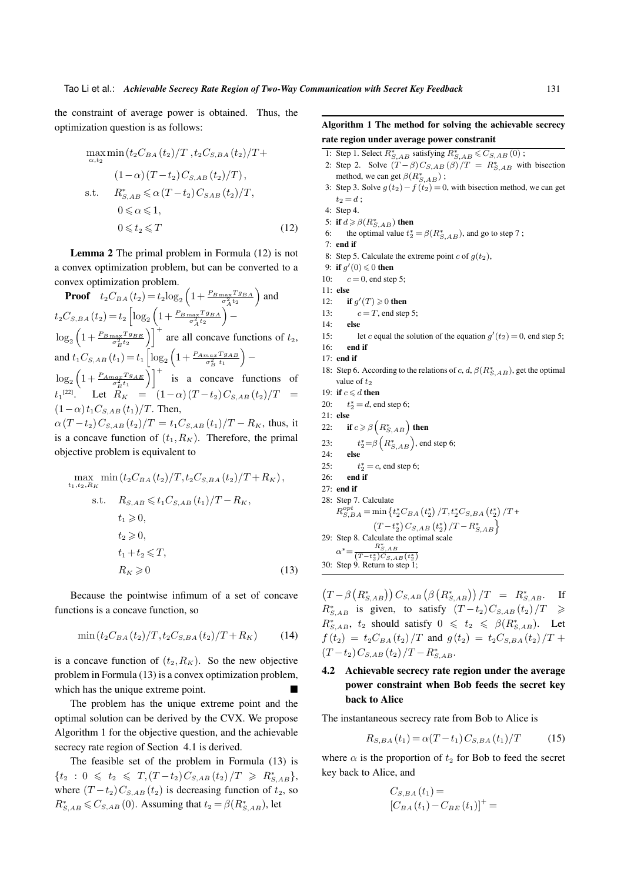the constraint of average power is obtained. Thus, the optimization question is as follows:

$$\begin{aligned}
\max_{\alpha,t_2} & \min\left(t_2 C_{BA}(t_2)/T\ , t_2 C_{S,BA}(t_2)/T + \right. \\
& \left. (1-\alpha)(T-t_2) C_{S,AB}(t_2)/T\right), \\
\text{s.t.} \quad & R^*_{S,AB} \leqslant \alpha (T-t_2) C_{SAB}(t_2)/T, \\
& 0 \leqslant \alpha \leqslant 1, \\
& 0 \leqslant t_2 \leqslant T
\end{aligned} \tag{12}$$

**Lemma 2** The primal problem in Formula (12) is not a convex optimization problem, but can be converted to a convex optimization problem.

**Proof** $t_2 C_{BA}(t_2) = t_2 \log_2\left(1+\frac{P_{B\max} T g_{BA}}{\sigma_A^2 t_2}\right)$ and $t_2 C_{S,BA}(t_2) = t_2\left[\log_2\left(1+\frac{P_{B\max} T g_{BA}}{\sigma_A^2 t_2}\right) - \log_2\left(1+\frac{P_{B\max} T g_{BE}}{\sigma_E^2 t_2}\right)\right]^+$ are all concave functions of $t_2$, and $t_1 C_{S,AB}(t_1) = t_1\left[\log_2\left(1+\frac{P_{A\max} T g_{AB}}{\sigma_B^2\ t_1}\right) - \log_2\left(1+\frac{P_{A\max} T g_{AE}}{\sigma_E^2 t_1}\right)\right]^+$ is a concave functions of $t_1$[22]. Let $R_K = (1-\alpha)(T-t_2) C_{S,AB}(t_2)/T = (1-\alpha) t_1 C_{S,AB}(t_1)/T$. Then, $\alpha (T-t_2) C_{S,AB}(t_2)/T = t_1 C_{S,AB}(t_1)/T - R_K$, thus, it is a concave function of $(t_1, R_K)$. Therefore, the primal objective problem is equivalent to

$$\begin{aligned}
\max_{t_1,t_2,R_K} & \min\left(t_2 C_{BA}(t_2)/T, t_2 C_{S,BA}(t_2)/T + R_K\right), \\
\text{s.t.} \quad & R_{S,AB} \leqslant t_1 C_{S,AB}(t_1)/T - R_K, \\
& t_1 \geqslant 0, \\
& t_2 \geqslant 0, \\
& t_1 + t_2 \leqslant T, \\
& R_K \geqslant 0
\end{aligned} \tag{13}$$

Because the pointwise infimum of a set of concave functions is a concave function, so

$$\min\left(t_2 C_{BA}(t_2)/T, t_2 C_{S,BA}(t_2)/T + R_K\right) \tag{14}$$

is a concave function of $(t_2, R_K)$. So the new objective problem in Formula (13) is a convex optimization problem, which has the unique extreme point. ■

The problem has the unique extreme point and the optimal solution can be derived by the CVX. We propose Algorithm 1 for the objective question, and the achievable secrecy rate region of Section 4.1 is derived.

The feasible set of the problem in Formula (13) is $\{t_2 : 0 \leqslant t_2 \leqslant T, (T-t_2) C_{S,AB}(t_2)/T \geqslant R^*_{S,AB}\}$, where $(T-t_2) C_{S,AB}(t_2)$ is decreasing function of $t_2$, so $R^*_{S,AB} \leqslant C_{S,AB}(0)$. Assuming that $t_2 = \beta(R^*_{S,AB})$, let $\left(T-\beta\left(R^*_{S,AB}\right)\right) C_{S,AB}\left(\beta\left(R^*_{S,AB}\right)\right)/T = R^*_{S,AB}$. If $R^*_{S,AB}$ is given, to satisfy $(T-t_2) C_{S,AB}(t_2)/T \geqslant R^*_{S,AB}$, $t_2$ should satisfy $0 \leqslant t_2 \leqslant \beta(R^*_{S,AB})$. Let $f(t_2) = t_2 C_{BA}(t_2)/T$ and $g(t_2) = t_2 C_{S,BA}(t_2)/T + (T-t_2) C_{S,AB}(t_2)/T - R^*_{S,AB}$.

**Algorithm 1 The method for solving the achievable secrecy rate region under average power constranit**

```
1: Step 1. Select R*_{S,AB} satisfying R*_{S,AB} ⩽ C_{S,AB}(0) ;
2: Step 2. Solve (T−β) C_{S,AB}(β)/T = R*_{S,AB} with bisection
   method, we can get β(R*_{S,AB}) ;
3: Step 3. Solve g(t_2) − f(t_2) = 0, with bisection method, we can get
   t_2 = d ;
4: Step 4.
5: if d ⩾ β(R*_{S,AB}) then
6:     the optimal value t*_2 = β(R*_{S,AB}), and go to step 7 ;
7: end if
8: Step 5. Calculate the extreme point c of g(t_2),
9: if g'(0) ⩽ 0 then
10:    c = 0, end step 5;
11: else
12:    if g'(T) ⩾ 0 then
13:        c = T, end step 5;
14:    else
15:        let c equal the solution of the equation g'(t_2) = 0, end step 5;
16:    end if
17: end if
18: Step 6. According to the relations of c, d, β(R*_{S,AB}), get the optimal
    value of t_2
19: if c ⩽ d then
20:    t*_2 = d, end step 6;
21: else
22:    if c ⩾ β(R*_{S,AB}) then
23:        t*_2 = β(R*_{S,AB}), end step 6;
24:    else
25:        t*_2 = c, end step 6;
26:    end if
27: end if
28: Step 7. Calculate
    R^opt_{S,BA} = min{t*_2 C_{BA}(t*_2)/T, t*_2 C_{S,BA}(t*_2)/T +
                   (T − t*_2) C_{S,AB}(t*_2)/T − R*_{S,AB}}
29: Step 8. Calculate the optimal scale
    α* = R*_{S,AB} / ((T − t*_2) C_{S,AB}(t*_2))
30: Step 9. Return to step 1;
```

### 4.2 Achievable secrecy rate region under the average power constraint when Bob feeds the secret key back to Alice

The instantaneous secrecy rate from Bob to Alice is

$$R_{S,BA}(t_1) = \alpha (T-t_1) C_{S,BA}(t_1)/T \tag{15}$$

where $\alpha$ is the proportion of $t_2$ for Bob to feed the secret key back to Alice, and

$$C_{S,BA}(t_1) = \\ \left[C_{BA}(t_1) - C_{BE}(t_1)\right]^+ =$$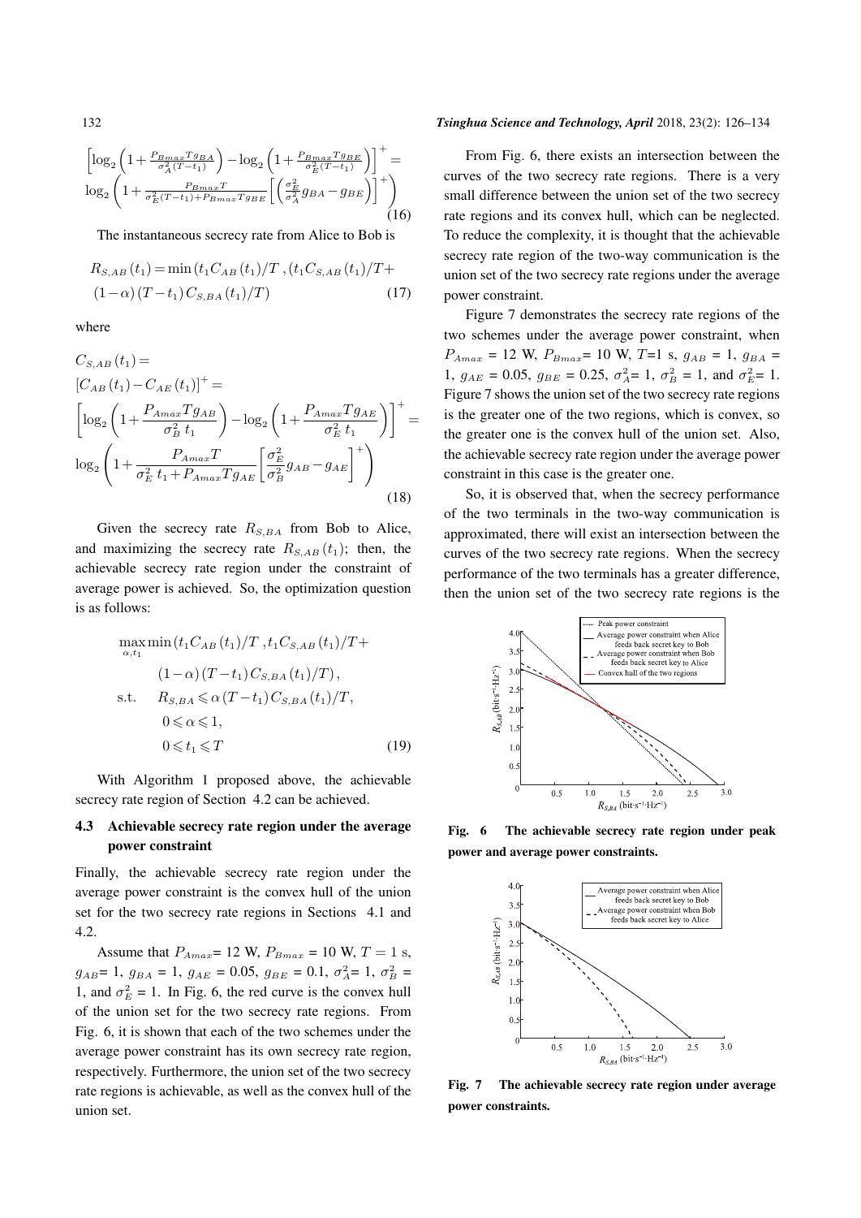$$\left[\log_2\left(1+\frac{P_{Bmax}Tg_{BA}}{\sigma_A^2(T-t_1)}\right)-\log_2\left(1+\frac{P_{Bmax}Tg_{BE}}{\sigma_E^2(T-t_1)}\right)\right]^+=$$
$$\log_2\left(1+\frac{P_{Bmax}T}{\sigma_E^2(T-t_1)+P_{Bmax}Tg_{BE}}\left[\left(\frac{\sigma_E^2}{\sigma_A^2}g_{BA}-g_{BE}\right)\right]^+\right) \tag{16}$$

The instantaneous secrecy rate from Alice to Bob is

$$R_{S,AB}(t_1)=\min\left(t_1C_{AB}(t_1)/T\ ,(t_1C_{S,AB}(t_1)/T+ (1-\alpha)(T-t_1)C_{S,BA}(t_1)/T\right) \tag{17}$$

where

$$C_{S,AB}(t_1)=$$
$$[C_{AB}(t_1)-C_{AE}(t_1)]^+=$$
$$\left[\log_2\left(1+\frac{P_{Amax}Tg_{AB}}{\sigma_B^2\ t_1}\right)-\log_2\left(1+\frac{P_{Amax}Tg_{AE}}{\sigma_E^2\ t_1}\right)\right]^+=$$
$$\log_2\left(1+\frac{P_{Amax}T}{\sigma_E^2\ t_1+P_{Amax}Tg_{AE}}\left[\frac{\sigma_E^2}{\sigma_B^2}g_{AB}-g_{AE}\right]^+\right) \tag{18}$$

Given the secrecy rate $R_{S,BA}$ from Bob to Alice, and maximizing the secrecy rate $R_{S,AB}(t_1)$; then, the achievable secrecy rate region under the constraint of average power is achieved. So, the optimization question is as follows:

$$\begin{aligned}
&\max_{\alpha,t_1}\min\left(t_1C_{AB}(t_1)/T\ ,t_1C_{S,AB}(t_1)/T+\right.\\
&\qquad \left.(1-\alpha)(T-t_1)C_{S,BA}(t_1)/T\right),\\
&\text{s.t.}\quad R_{S,BA}\leqslant\alpha(T-t_1)C_{S,BA}(t_1)/T,\\
&\qquad\ 0\leqslant\alpha\leqslant1,\\
&\qquad\ 0\leqslant t_1\leqslant T
\end{aligned} \tag{19}$$

With Algorithm 1 proposed above, the achievable secrecy rate region of Section 4.2 can be achieved.

### 4.3 Achievable secrecy rate region under the average power constraint

Finally, the achievable secrecy rate region under the average power constraint is the convex hull of the union set for the two secrecy rate regions in Sections 4.1 and 4.2.

Assume that $P_{Amax}$= 12 W, $P_{Bmax}$ = 10 W, $T$ = 1 s, $g_{AB}$= 1, $g_{BA}$ = 1, $g_{AE}$ = 0.05, $g_{BE}$ = 0.1, $\sigma_A^2$= 1, $\sigma_B^2$ = 1, and $\sigma_E^2$ = 1. In Fig. 6, the red curve is the convex hull of the union set for the two secrecy rate regions. From Fig. 6, it is shown that each of the two schemes under the average power constraint has its own secrecy rate region, respectively. Furthermore, the union set of the two secrecy rate regions is achievable, as well as the convex hull of the union set.

From Fig. 6, there exists an intersection between the curves of the two secrecy rate regions. There is a very small difference between the union set of the two secrecy rate regions and its convex hull, which can be neglected. To reduce the complexity, it is thought that the achievable secrecy rate region of the two-way communication is the union set of the two secrecy rate regions under the average power constraint.

Figure 7 demonstrates the secrecy rate regions of the two schemes under the average power constraint, when $P_{Amax}$ = 12 W, $P_{Bmax}$= 10 W, $T$=1 s, $g_{AB}$ = 1, $g_{BA}$ = 1, $g_{AE}$ = 0.05, $g_{BE}$ = 0.25, $\sigma_A^2$= 1, $\sigma_B^2$ = 1, and $\sigma_E^2$= 1. Figure 7 shows the union set of the two secrecy rate regions is the greater one of the two regions, which is convex, so the greater one is the convex hull of the union set. Also, the achievable secrecy rate region under the average power constraint in this case is the greater one.

So, it is observed that, when the secrecy performance of the two terminals in the two-way communication is approximated, there will exist an intersection between the curves of the two secrecy rate regions. When the secrecy performance of the two terminals has a greater difference, then the union set of the two secrecy rate regions is the

**Fig. 6 The achievable secrecy rate region under peak power and average power constraints.**

**Fig. 7 The achievable secrecy rate region under average power constraints.**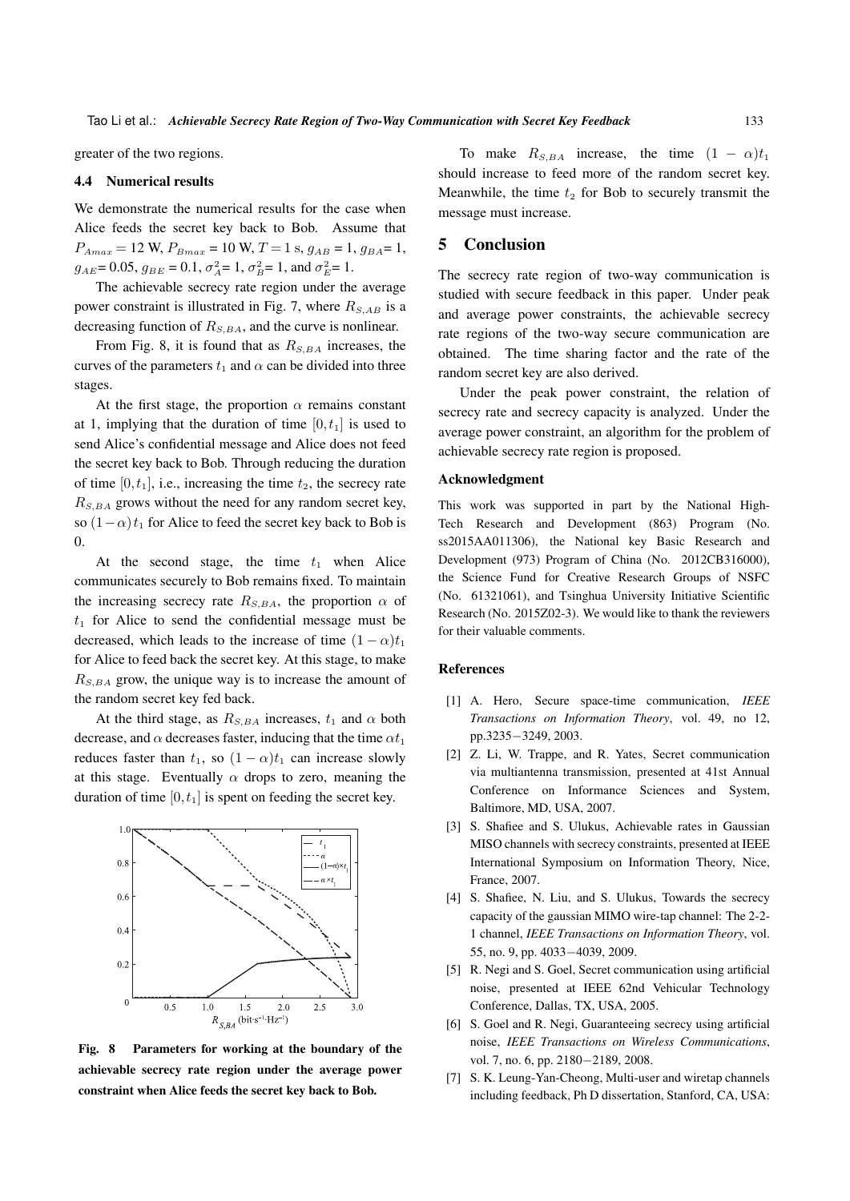greater of the two regions.

### 4.4 Numerical results

We demonstrate the numerical results for the case when Alice feeds the secret key back to Bob. Assume that $P_{Amax} = 12$ W, $P_{Bmax} = 10$ W, $T = 1$ s, $g_{AB} = 1$, $g_{BA} = 1$, $g_{AE} = 0.05$, $g_{BE} = 0.1$, $\sigma_A^2 = 1$, $\sigma_B^2 = 1$, and $\sigma_E^2 = 1$.

The achievable secrecy rate region under the average power constraint is illustrated in Fig. 7, where $R_{S,AB}$ is a decreasing function of $R_{S,BA}$, and the curve is nonlinear.

From Fig. 8, it is found that as $R_{S,BA}$ increases, the curves of the parameters $t_1$ and $\alpha$ can be divided into three stages.

At the first stage, the proportion $\alpha$ remains constant at 1, implying that the duration of time $[0, t_1]$ is used to send Alice's confidential message and Alice does not feed the secret key back to Bob. Through reducing the duration of time $[0, t_1]$, i.e., increasing the time $t_2$, the secrecy rate $R_{S,BA}$ grows without the need for any random secret key, so $(1-\alpha)t_1$ for Alice to feed the secret key back to Bob is 0.

At the second stage, the time $t_1$ when Alice communicates securely to Bob remains fixed. To maintain the increasing secrecy rate $R_{S,BA}$, the proportion $\alpha$ of $t_1$ for Alice to send the confidential message must be decreased, which leads to the increase of time $(1-\alpha)t_1$ for Alice to feed back the secret key. At this stage, to make $R_{S,BA}$ grow, the unique way is to increase the amount of the random secret key fed back.

At the third stage, as $R_{S,BA}$ increases, $t_1$ and $\alpha$ both decrease, and $\alpha$ decreases faster, inducing that the time $\alpha t_1$ reduces faster than $t_1$, so $(1-\alpha)t_1$ can increase slowly at this stage. Eventually $\alpha$ drops to zero, meaning the duration of time $[0, t_1]$ is spent on feeding the secret key.

**Fig. 8 Parameters for working at the boundary of the achievable secrecy rate region under the average power constraint when Alice feeds the secret key back to Bob.**

To make $R_{S,BA}$ increase, the time $(1-\alpha)t_1$ should increase to feed more of the random secret key. Meanwhile, the time $t_2$ for Bob to securely transmit the message must increase.

## 5 Conclusion

The secrecy rate region of two-way communication is studied with secure feedback in this paper. Under peak and average power constraints, the achievable secrecy rate regions of the two-way secure communication are obtained. The time sharing factor and the rate of the random secret key are also derived.

Under the peak power constraint, the relation of secrecy rate and secrecy capacity is analyzed. Under the average power constraint, an algorithm for the problem of achievable secrecy rate region is proposed.

### Acknowledgment

This work was supported in part by the National High-Tech Research and Development (863) Program (No. ss2015AA011306), the National key Basic Research and Development (973) Program of China (No. 2012CB316000), the Science Fund for Creative Research Groups of NSFC (No. 61321061), and Tsinghua University Initiative Scientific Research (No. 2015Z02-3). We would like to thank the reviewers for their valuable comments.

### References

[1] A. Hero, Secure space-time communication, *IEEE Transactions on Information Theory*, vol. 49, no 12, pp.3235−3249, 2003.

[2] Z. Li, W. Trappe, and R. Yates, Secret communication via multiantenna transmission, presented at 41st Annual Conference on Informance Sciences and System, Baltimore, MD, USA, 2007.

[3] S. Shafiee and S. Ulukus, Achievable rates in Gaussian MISO channels with secrecy constraints, presented at IEEE International Symposium on Information Theory, Nice, France, 2007.

[4] S. Shafiee, N. Liu, and S. Ulukus, Towards the secrecy capacity of the gaussian MIMO wire-tap channel: The 2-2-1 channel, *IEEE Transactions on Information Theory*, vol. 55, no. 9, pp. 4033−4039, 2009.

[5] R. Negi and S. Goel, Secret communication using artificial noise, presented at IEEE 62nd Vehicular Technology Conference, Dallas, TX, USA, 2005.

[6] S. Goel and R. Negi, Guaranteeing secrecy using artificial noise, *IEEE Transactions on Wireless Communications*, vol. 7, no. 6, pp. 2180−2189, 2008.

[7] S. K. Leung-Yan-Cheong, Multi-user and wiretap channels including feedback, Ph D dissertation, Stanford, CA, USA: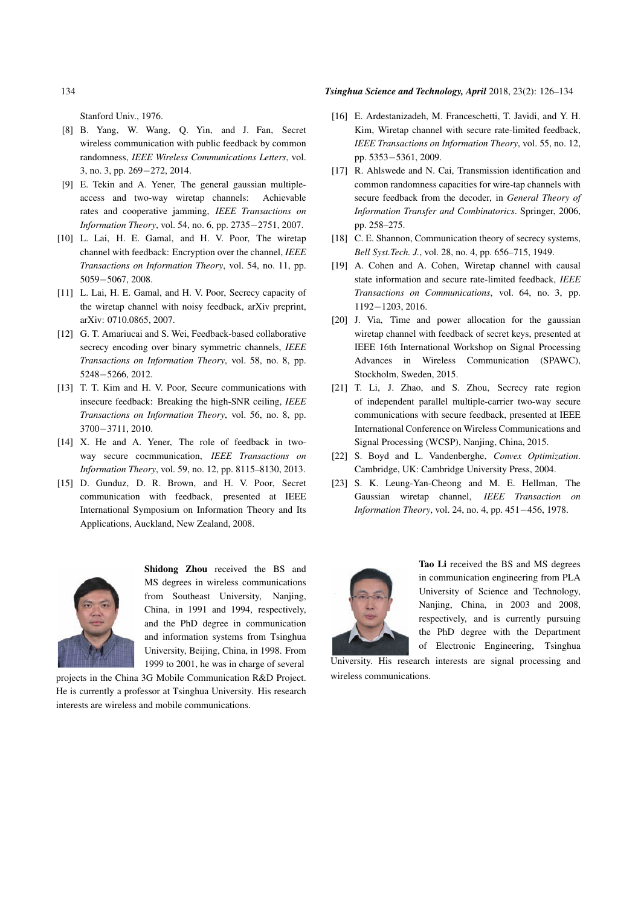Stanford Univ., 1976.

[8] B. Yang, W. Wang, Q. Yin, and J. Fan, Secret wireless communication with public feedback by common randomness, *IEEE Wireless Communications Letters*, vol. 3, no. 3, pp. 269−272, 2014.

[9] E. Tekin and A. Yener, The general gaussian multiple-access and two-way wiretap channels: Achievable rates and cooperative jamming, *IEEE Transactions on Information Theory*, vol. 54, no. 6, pp. 2735−2751, 2007.

[10] L. Lai, H. E. Gamal, and H. V. Poor, The wiretap channel with feedback: Encryption over the channel, *IEEE Transactions on Information Theory*, vol. 54, no. 11, pp. 5059−5067, 2008.

[11] L. Lai, H. E. Gamal, and H. V. Poor, Secrecy capacity of the wiretap channel with noisy feedback, arXiv preprint, arXiv: 0710.0865, 2007.

[12] G. T. Amariucai and S. Wei, Feedback-based collaborative secrecy encoding over binary symmetric channels, *IEEE Transactions on Information Theory*, vol. 58, no. 8, pp. 5248−5266, 2012.

[13] T. T. Kim and H. V. Poor, Secure communications with insecure feedback: Breaking the high-SNR ceiling, *IEEE Transactions on Information Theory*, vol. 56, no. 8, pp. 3700−3711, 2010.

[14] X. He and A. Yener, The role of feedback in two-way secure cocmmunication, *IEEE Transactions on Information Theory*, vol. 59, no. 12, pp. 8115–8130, 2013.

[15] D. Gunduz, D. R. Brown, and H. V. Poor, Secret communication with feedback, presented at IEEE International Symposium on Information Theory and Its Applications, Auckland, New Zealand, 2008.

[16] E. Ardestanizadeh, M. Franceschetti, T. Javidi, and Y. H. Kim, Wiretap channel with secure rate-limited feedback, *IEEE Transactions on Information Theory*, vol. 55, no. 12, pp. 5353−5361, 2009.

[17] R. Ahlswede and N. Cai, Transmission identification and common randomness capacities for wire-tap channels with secure feedback from the decoder, in *General Theory of Information Transfer and Combinatorics*. Springer, 2006, pp. 258–275.

[18] C. E. Shannon, Communication theory of secrecy systems, *Bell Syst.Tech. J.*, vol. 28, no. 4, pp. 656–715, 1949.

[19] A. Cohen and A. Cohen, Wiretap channel with causal state information and secure rate-limited feedback, *IEEE Transactions on Communications*, vol. 64, no. 3, pp. 1192−1203, 2016.

[20] J. Via, Time and power allocation for the gaussian wiretap channel with feedback of secret keys, presented at IEEE 16th International Workshop on Signal Processing Advances in Wireless Communication (SPAWC), Stockholm, Sweden, 2015.

[21] T. Li, J. Zhao, and S. Zhou, Secrecy rate region of independent parallel multiple-carrier two-way secure communications with secure feedback, presented at IEEE International Conference on Wireless Communications and Signal Processing (WCSP), Nanjing, China, 2015.

[22] S. Boyd and L. Vandenberghe, *Convex Optimization*. Cambridge, UK: Cambridge University Press, 2004.

[23] S. K. Leung-Yan-Cheong and M. E. Hellman, The Gaussian wiretap channel, *IEEE Transaction on Information Theory*, vol. 24, no. 4, pp. 451−456, 1978.

**Shidong Zhou** received the BS and MS degrees in wireless communications from Southeast University, Nanjing, China, in 1991 and 1994, respectively, and the PhD degree in communication and information systems from Tsinghua University, Beijing, China, in 1998. From 1999 to 2001, he was in charge of several projects in the China 3G Mobile Communication R&D Project. He is currently a professor at Tsinghua University. His research interests are wireless and mobile communications.

**Tao Li** received the BS and MS degrees in communication engineering from PLA University of Science and Technology, Nanjing, China, in 2003 and 2008, respectively, and is currently pursuing the PhD degree with the Department of Electronic Engineering, Tsinghua University. His research interests are signal processing and wireless communications.